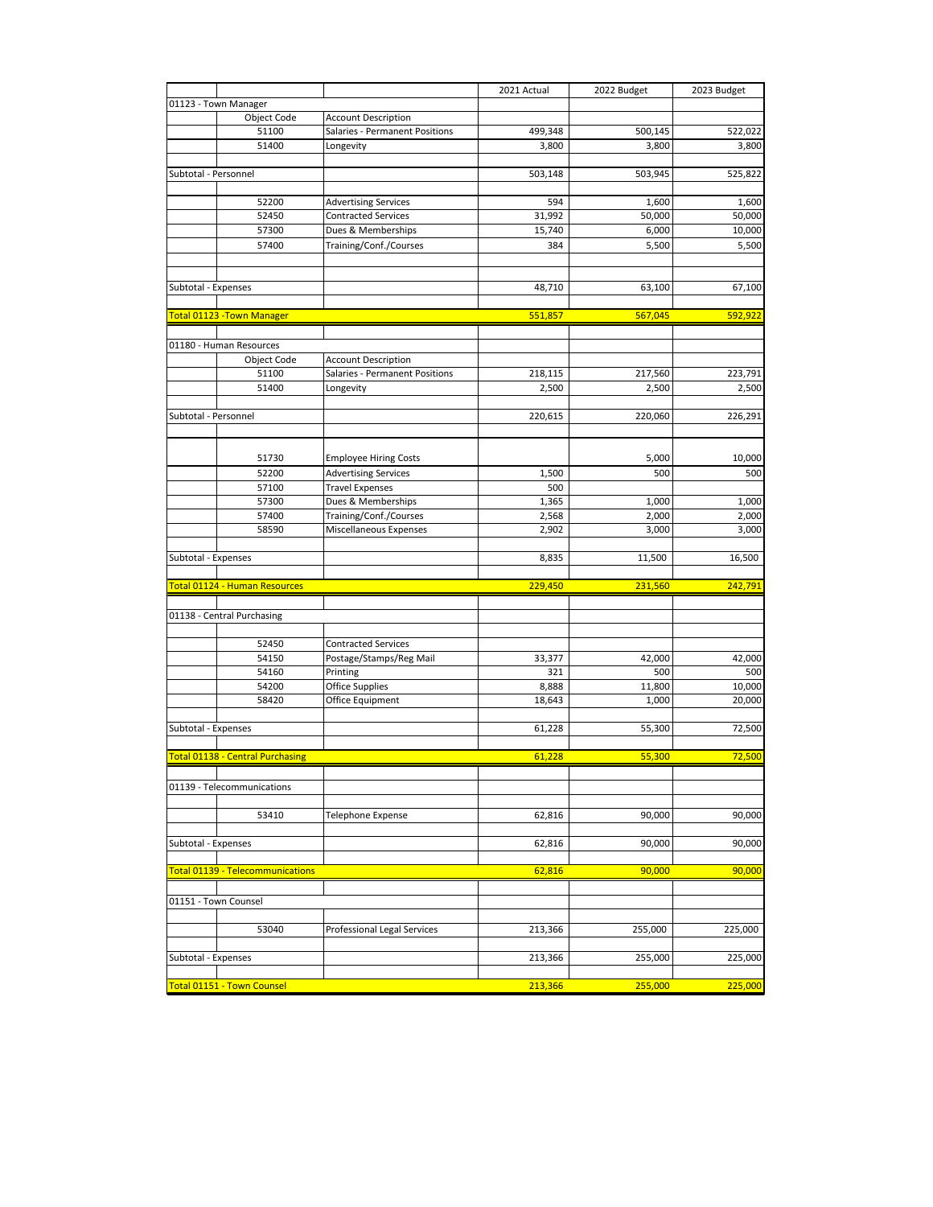| | | | 2021 Actual | 2022 Budget | 2023 Budget |
|---|---|---|---|---|---|
| 01123 - Town Manager | | | | | |
| | Object Code | Account Description | | | |
| | 51100 | Salaries - Permanent Positions | 499,348 | 500,145 | 522,022 |
| | 51400 | Longevity | 3,800 | 3,800 | 3,800 |
| Subtotal - Personnel | | | 503,148 | 503,945 | 525,822 |
| | 52200 | Advertising Services | 594 | 1,600 | 1,600 |
| | 52450 | Contracted Services | 31,992 | 50,000 | 50,000 |
| | 57300 | Dues & Memberships | 15,740 | 6,000 | 10,000 |
| | 57400 | Training/Conf./Courses | 384 | 5,500 | 5,500 |
| Subtotal - Expenses | | | 48,710 | 63,100 | 67,100 |
| Total 01123 -Town Manager | | | 551,857 | 567,045 | 592,922 |
| 01180 - Human Resources | | | | | |
| | Object Code | Account Description | | | |
| | 51100 | Salaries - Permanent Positions | 218,115 | 217,560 | 223,791 |
| | 51400 | Longevity | 2,500 | 2,500 | 2,500 |
| Subtotal - Personnel | | | 220,615 | 220,060 | 226,291 |
| | 51730 | Employee Hiring Costs | | 5,000 | 10,000 |
| | 52200 | Advertising Services | 1,500 | 500 | 500 |
| | 57100 | Travel Expenses | 500 | | |
| | 57300 | Dues & Memberships | 1,365 | 1,000 | 1,000 |
| | 57400 | Training/Conf./Courses | 2,568 | 2,000 | 2,000 |
| | 58590 | Miscellaneous Expenses | 2,902 | 3,000 | 3,000 |
| Subtotal - Expenses | | | 8,835 | 11,500 | 16,500 |
| Total 01124 - Human Resources | | | 229,450 | 231,560 | 242,791 |
| 01138 - Central Purchasing | | | | | |
| | 52450 | Contracted Services | | | |
| | 54150 | Postage/Stamps/Reg Mail | 33,377 | 42,000 | 42,000 |
| | 54160 | Printing | 321 | 500 | 500 |
| | 54200 | Office Supplies | 8,888 | 11,800 | 10,000 |
| | 58420 | Office Equipment | 18,643 | 1,000 | 20,000 |
| Subtotal - Expenses | | | 61,228 | 55,300 | 72,500 |
| Total 01138 - Central Purchasing | | | 61,228 | 55,300 | 72,500 |
| 01139 - Telecommunications | | | | | |
| | 53410 | Telephone Expense | 62,816 | 90,000 | 90,000 |
| Subtotal - Expenses | | | 62,816 | 90,000 | 90,000 |
| Total 01139 - Telecommunications | | | 62,816 | 90,000 | 90,000 |
| 01151 - Town Counsel | | | | | |
| | 53040 | Professional Legal Services | 213,366 | 255,000 | 225,000 |
| Subtotal - Expenses | | | 213,366 | 255,000 | 225,000 |
| Total 01151 - Town Counsel | | | 213,366 | 255,000 | 225,000 |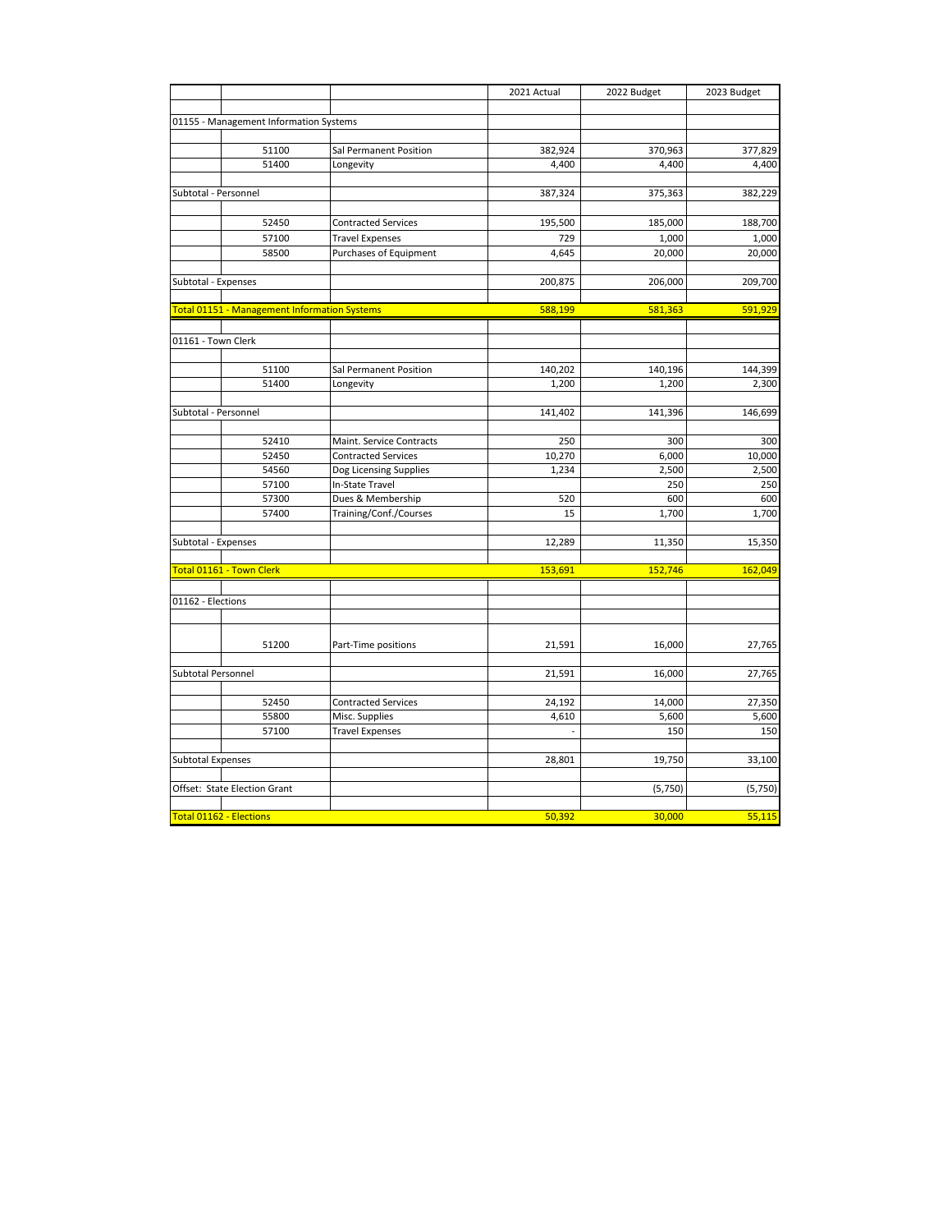| | | | 2021 Actual | 2022 Budget | 2023 Budget |
|---|---|---|---|---|---|
| 01155 - Management Information Systems | | | | | |
| | 51100 | Sal Permanent Position | 382,924 | 370,963 | 377,829 |
| | 51400 | Longevity | 4,400 | 4,400 | 4,400 |
| Subtotal - Personnel | | | 387,324 | 375,363 | 382,229 |
| | 52450 | Contracted Services | 195,500 | 185,000 | 188,700 |
| | 57100 | Travel Expenses | 729 | 1,000 | 1,000 |
| | 58500 | Purchases of Equipment | 4,645 | 20,000 | 20,000 |
| Subtotal - Expenses | | | 200,875 | 206,000 | 209,700 |
| Total 01151 - Management Information Systems | | | 588,199 | 581,363 | 591,929 |
| 01161 - Town Clerk | | | | | |
| | 51100 | Sal Permanent Position | 140,202 | 140,196 | 144,399 |
| | 51400 | Longevity | 1,200 | 1,200 | 2,300 |
| Subtotal - Personnel | | | 141,402 | 141,396 | 146,699 |
| | 52410 | Maint. Service Contracts | 250 | 300 | 300 |
| | 52450 | Contracted Services | 10,270 | 6,000 | 10,000 |
| | 54560 | Dog Licensing Supplies | 1,234 | 2,500 | 2,500 |
| | 57100 | In-State Travel | | 250 | 250 |
| | 57300 | Dues & Membership | 520 | 600 | 600 |
| | 57400 | Training/Conf./Courses | 15 | 1,700 | 1,700 |
| Subtotal - Expenses | | | 12,289 | 11,350 | 15,350 |
| Total 01161 - Town Clerk | | | 153,691 | 152,746 | 162,049 |
| 01162 - Elections | | | | | |
| | 51200 | Part-Time positions | 21,591 | 16,000 | 27,765 |
| Subtotal Personnel | | | 21,591 | 16,000 | 27,765 |
| | 52450 | Contracted Services | 24,192 | 14,000 | 27,350 |
| | 55800 | Misc. Supplies | 4,610 | 5,600 | 5,600 |
| | 57100 | Travel Expenses | - | 150 | 150 |
| Subtotal Expenses | | | 28,801 | 19,750 | 33,100 |
| Offset: State Election Grant | | | | (5,750) | (5,750) |
| Total 01162 - Elections | | | 50,392 | 30,000 | 55,115 |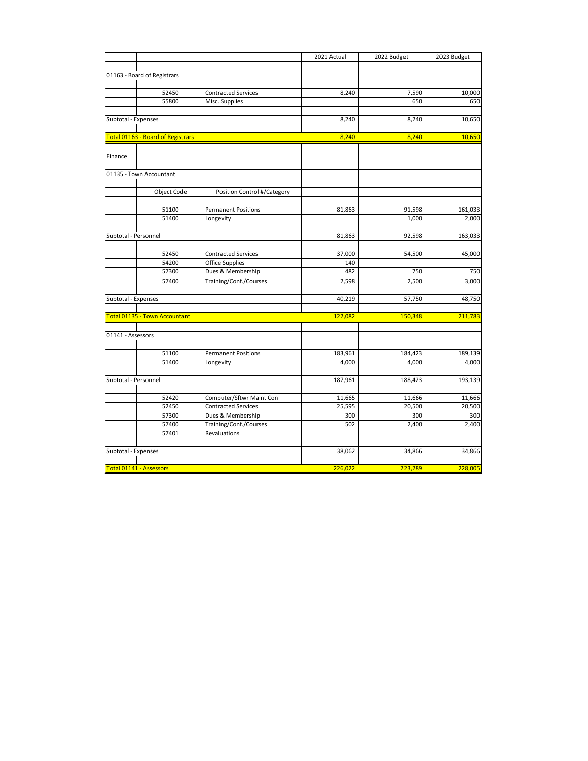| | | | 2021 Actual | 2022 Budget | 2023 Budget |
|---|---|---|---|---|---|
| 01163 - Board of Registrars | | | | | |
| | 52450 | Contracted Services | 8,240 | 7,590 | 10,000 |
| | 55800 | Misc. Supplies | | 650 | 650 |
| Subtotal - Expenses | | | 8,240 | 8,240 | 10,650 |
| Total 01163 - Board of Registrars | | | 8,240 | 8,240 | 10,650 |
| Finance | | | | | |
| 01135 - Town Accountant | | | | | |
| | Object Code | Position Control #/Category | | | |
| | 51100 | Permanent Positions | 81,863 | 91,598 | 161,033 |
| | 51400 | Longevity | | 1,000 | 2,000 |
| Subtotal - Personnel | | | 81,863 | 92,598 | 163,033 |
| | 52450 | Contracted Services | 37,000 | 54,500 | 45,000 |
| | 54200 | Office Supplies | 140 | | |
| | 57300 | Dues & Membership | 482 | 750 | 750 |
| | 57400 | Training/Conf./Courses | 2,598 | 2,500 | 3,000 |
| Subtotal - Expenses | | | 40,219 | 57,750 | 48,750 |
| Total 01135 - Town Accountant | | | 122,082 | 150,348 | 211,783 |
| 01141 - Assessors | | | | | |
| | 51100 | Permanent Positions | 183,961 | 184,423 | 189,139 |
| | 51400 | Longevity | 4,000 | 4,000 | 4,000 |
| Subtotal - Personnel | | | 187,961 | 188,423 | 193,139 |
| | 52420 | Computer/Sftwr Maint Con | 11,665 | 11,666 | 11,666 |
| | 52450 | Contracted Services | 25,595 | 20,500 | 20,500 |
| | 57300 | Dues & Membership | 300 | 300 | 300 |
| | 57400 | Training/Conf./Courses | 502 | 2,400 | 2,400 |
| | 57401 | Revaluations | | | |
| Subtotal - Expenses | | | 38,062 | 34,866 | 34,866 |
| Total 01141 - Assessors | | | 226,022 | 223,289 | 228,005 |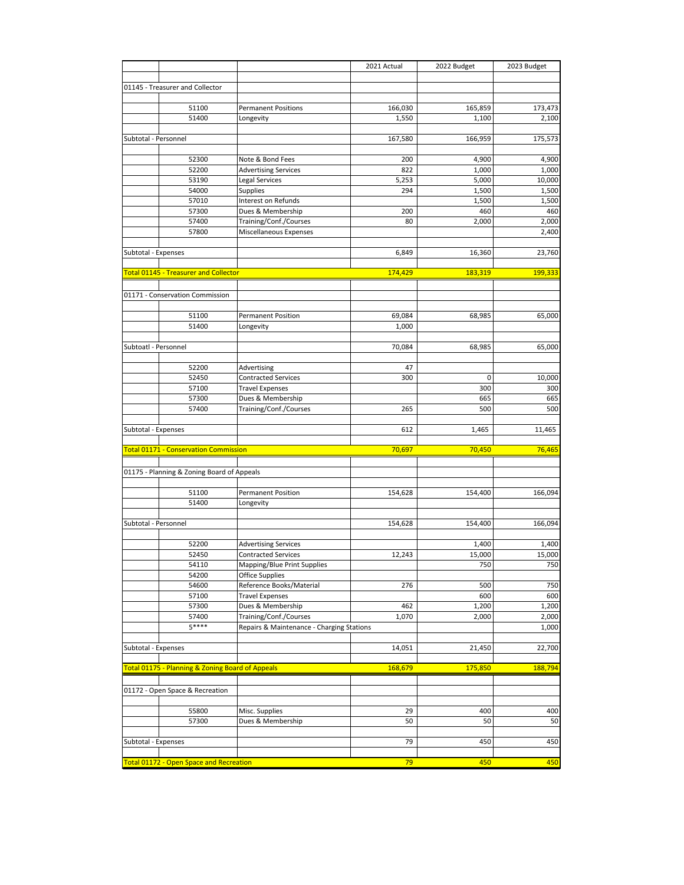| | | | 2021 Actual | 2022 Budget | 2023 Budget |
|---|---|---|---|---|---|
| 01145 - Treasurer and Collector | | | | | |
| | 51100 | Permanent Positions | 166,030 | 165,859 | 173,473 |
| | 51400 | Longevity | 1,550 | 1,100 | 2,100 |
| Subtotal - Personnel | | | 167,580 | 166,959 | 175,573 |
| | 52300 | Note & Bond Fees | 200 | 4,900 | 4,900 |
| | 52200 | Advertising Services | 822 | 1,000 | 1,000 |
| | 53190 | Legal Services | 5,253 | 5,000 | 10,000 |
| | 54000 | Supplies | 294 | 1,500 | 1,500 |
| | 57010 | Interest on Refunds | | 1,500 | 1,500 |
| | 57300 | Dues & Membership | 200 | 460 | 460 |
| | 57400 | Training/Conf./Courses | 80 | 2,000 | 2,000 |
| | 57800 | Miscellaneous Expenses | | | 2,400 |
| Subtotal - Expenses | | | 6,849 | 16,360 | 23,760 |
| Total 01145 - Treasurer and Collector | | | 174,429 | 183,319 | 199,333 |
| 01171 - Conservation Commission | | | | | |
| | 51100 | Permanent Position | 69,084 | 68,985 | 65,000 |
| | 51400 | Longevity | 1,000 | | |
| Subtoatl - Personnel | | | 70,084 | 68,985 | 65,000 |
| | 52200 | Advertising | 47 | | |
| | 52450 | Contracted Services | 300 | 0 | 10,000 |
| | 57100 | Travel Expenses | | 300 | 300 |
| | 57300 | Dues & Membership | | 665 | 665 |
| | 57400 | Training/Conf./Courses | 265 | 500 | 500 |
| Subtotal - Expenses | | | 612 | 1,465 | 11,465 |
| Total 01171 - Conservation Commission | | | 70,697 | 70,450 | 76,465 |
| 01175 - Planning & Zoning Board of Appeals | | | | | |
| | 51100 | Permanent Position | 154,628 | 154,400 | 166,094 |
| | 51400 | Longevity | | | |
| Subtotal - Personnel | | | 154,628 | 154,400 | 166,094 |
| | 52200 | Advertising Services | | 1,400 | 1,400 |
| | 52450 | Contracted Services | 12,243 | 15,000 | 15,000 |
| | 54110 | Mapping/Blue Print Supplies | | 750 | 750 |
| | 54200 | Office Supplies | | | |
| | 54600 | Reference Books/Material | 276 | 500 | 750 |
| | 57100 | Travel Expenses | | 600 | 600 |
| | 57300 | Dues & Membership | 462 | 1,200 | 1,200 |
| | 57400 | Training/Conf./Courses | 1,070 | 2,000 | 2,000 |
| | 5**** | Repairs & Maintenance - Charging Stations | | | 1,000 |
| Subtotal - Expenses | | | 14,051 | 21,450 | 22,700 |
| Total 01175 - Planning & Zoning Board of Appeals | | | 168,679 | 175,850 | 188,794 |
| 01172 - Open Space & Recreation | | | | | |
| | 55800 | Misc. Supplies | 29 | 400 | 400 |
| | 57300 | Dues & Membership | 50 | 50 | 50 |
| Subtotal - Expenses | | | 79 | 450 | 450 |
| Total 01172 - Open Space and Recreation | | | 79 | 450 | 450 |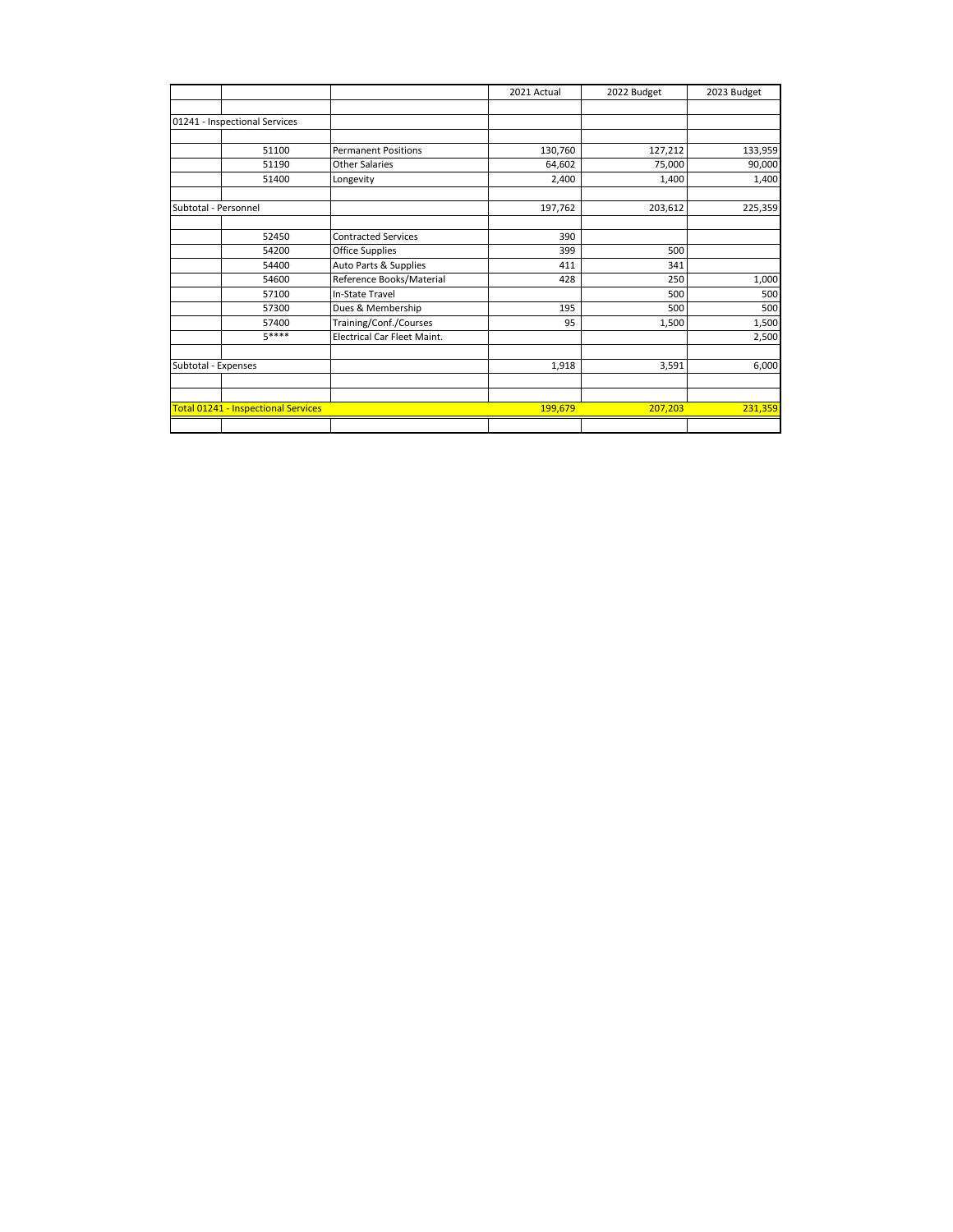| | | | 2021 Actual | 2022 Budget | 2023 Budget |
|---|---|---|---|---|---|
| | | | | | |
| 01241 - Inspectional Services | | | | | |
| | | | | | |
| | 51100 | Permanent Positions | 130,760 | 127,212 | 133,959 |
| | 51190 | Other Salaries | 64,602 | 75,000 | 90,000 |
| | 51400 | Longevity | 2,400 | 1,400 | 1,400 |
| | | | | | |
| Subtotal - Personnel | | | 197,762 | 203,612 | 225,359 |
| | | | | | |
| | 52450 | Contracted Services | 390 | | |
| | 54200 | Office Supplies | 399 | 500 | |
| | 54400 | Auto Parts & Supplies | 411 | 341 | |
| | 54600 | Reference Books/Material | 428 | 250 | 1,000 |
| | 57100 | In-State Travel | | 500 | 500 |
| | 57300 | Dues & Membership | 195 | 500 | 500 |
| | 57400 | Training/Conf./Courses | 95 | 1,500 | 1,500 |
| | 5**** | Electrical Car Fleet Maint. | | | 2,500 |
| | | | | | |
| Subtotal - Expenses | | | 1,918 | 3,591 | 6,000 |
| | | | | | |
| | | | | | |
| Total 01241 - Inspectional Services | | | 199,679 | 207,203 | 231,359 |
| | | | | | |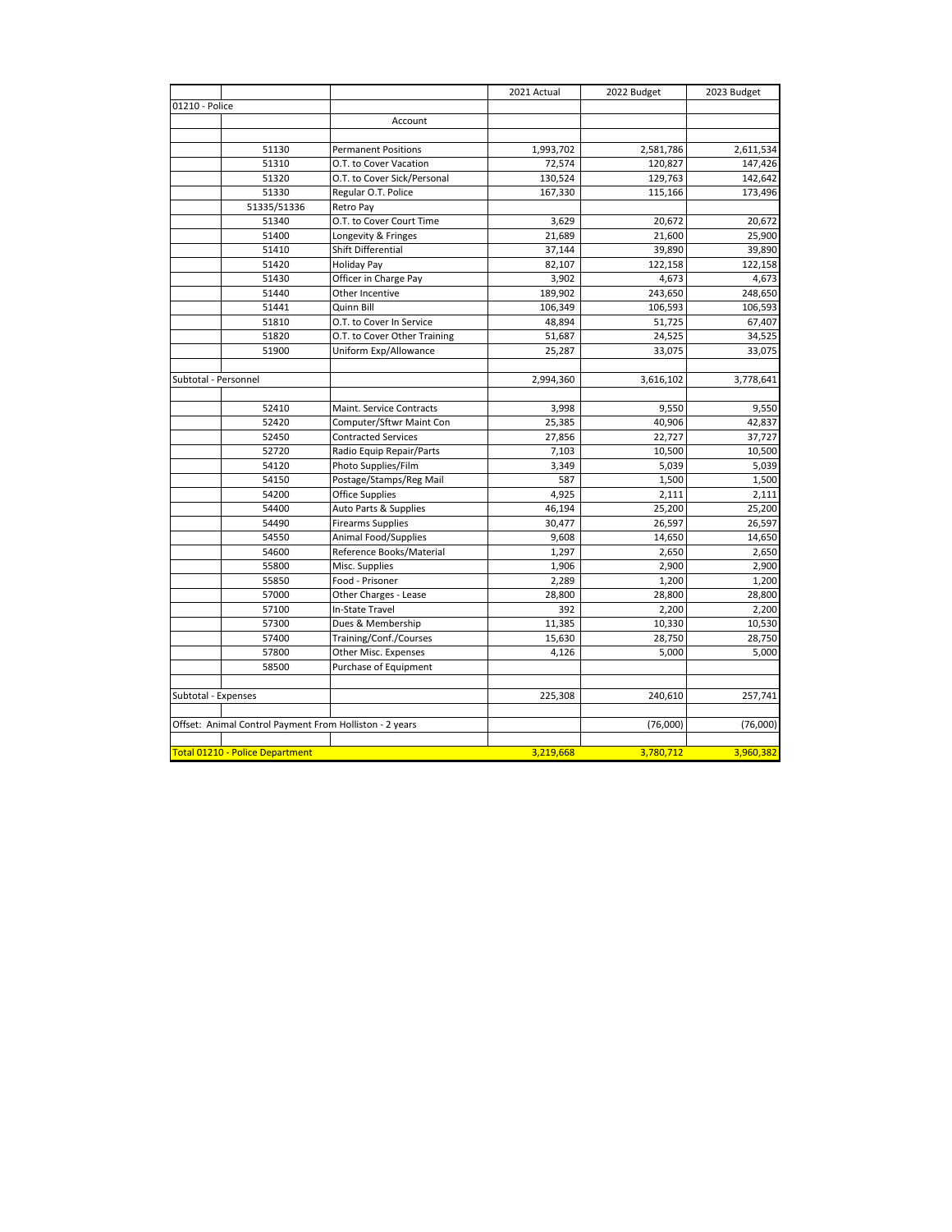| | | | 2021 Actual | 2022 Budget | 2023 Budget |
|---|---|---|---|---|---|
| 01210 - Police | | | | | |
| | | Account | | | |
| | | | | | |
| | 51130 | Permanent Positions | 1,993,702 | 2,581,786 | 2,611,534 |
| | 51310 | O.T. to Cover Vacation | 72,574 | 120,827 | 147,426 |
| | 51320 | O.T. to Cover Sick/Personal | 130,524 | 129,763 | 142,642 |
| | 51330 | Regular O.T. Police | 167,330 | 115,166 | 173,496 |
| | 51335/51336 | Retro Pay | | | |
| | 51340 | O.T. to Cover Court Time | 3,629 | 20,672 | 20,672 |
| | 51400 | Longevity & Fringes | 21,689 | 21,600 | 25,900 |
| | 51410 | Shift Differential | 37,144 | 39,890 | 39,890 |
| | 51420 | Holiday Pay | 82,107 | 122,158 | 122,158 |
| | 51430 | Officer in Charge Pay | 3,902 | 4,673 | 4,673 |
| | 51440 | Other Incentive | 189,902 | 243,650 | 248,650 |
| | 51441 | Quinn Bill | 106,349 | 106,593 | 106,593 |
| | 51810 | O.T. to Cover In Service | 48,894 | 51,725 | 67,407 |
| | 51820 | O.T. to Cover Other Training | 51,687 | 24,525 | 34,525 |
| | 51900 | Uniform Exp/Allowance | 25,287 | 33,075 | 33,075 |
| | | | | | |
| Subtotal - Personnel | | | 2,994,360 | 3,616,102 | 3,778,641 |
| | | | | | |
| | 52410 | Maint. Service Contracts | 3,998 | 9,550 | 9,550 |
| | 52420 | Computer/Sftwr Maint Con | 25,385 | 40,906 | 42,837 |
| | 52450 | Contracted Services | 27,856 | 22,727 | 37,727 |
| | 52720 | Radio Equip Repair/Parts | 7,103 | 10,500 | 10,500 |
| | 54120 | Photo Supplies/Film | 3,349 | 5,039 | 5,039 |
| | 54150 | Postage/Stamps/Reg Mail | 587 | 1,500 | 1,500 |
| | 54200 | Office Supplies | 4,925 | 2,111 | 2,111 |
| | 54400 | Auto Parts & Supplies | 46,194 | 25,200 | 25,200 |
| | 54490 | Firearms Supplies | 30,477 | 26,597 | 26,597 |
| | 54550 | Animal Food/Supplies | 9,608 | 14,650 | 14,650 |
| | 54600 | Reference Books/Material | 1,297 | 2,650 | 2,650 |
| | 55800 | Misc. Supplies | 1,906 | 2,900 | 2,900 |
| | 55850 | Food - Prisoner | 2,289 | 1,200 | 1,200 |
| | 57000 | Other Charges - Lease | 28,800 | 28,800 | 28,800 |
| | 57100 | In-State Travel | 392 | 2,200 | 2,200 |
| | 57300 | Dues & Membership | 11,385 | 10,330 | 10,530 |
| | 57400 | Training/Conf./Courses | 15,630 | 28,750 | 28,750 |
| | 57800 | Other Misc. Expenses | 4,126 | 5,000 | 5,000 |
| | 58500 | Purchase of Equipment | | | |
| | | | | | |
| Subtotal - Expenses | | | 225,308 | 240,610 | 257,741 |
| | | | | | |
| Offset: Animal Control Payment From Holliston - 2 years | | | | (76,000) | (76,000) |
| | | | | | |
| Total 01210 - Police Department | | | 3,219,668 | 3,780,712 | 3,960,382 |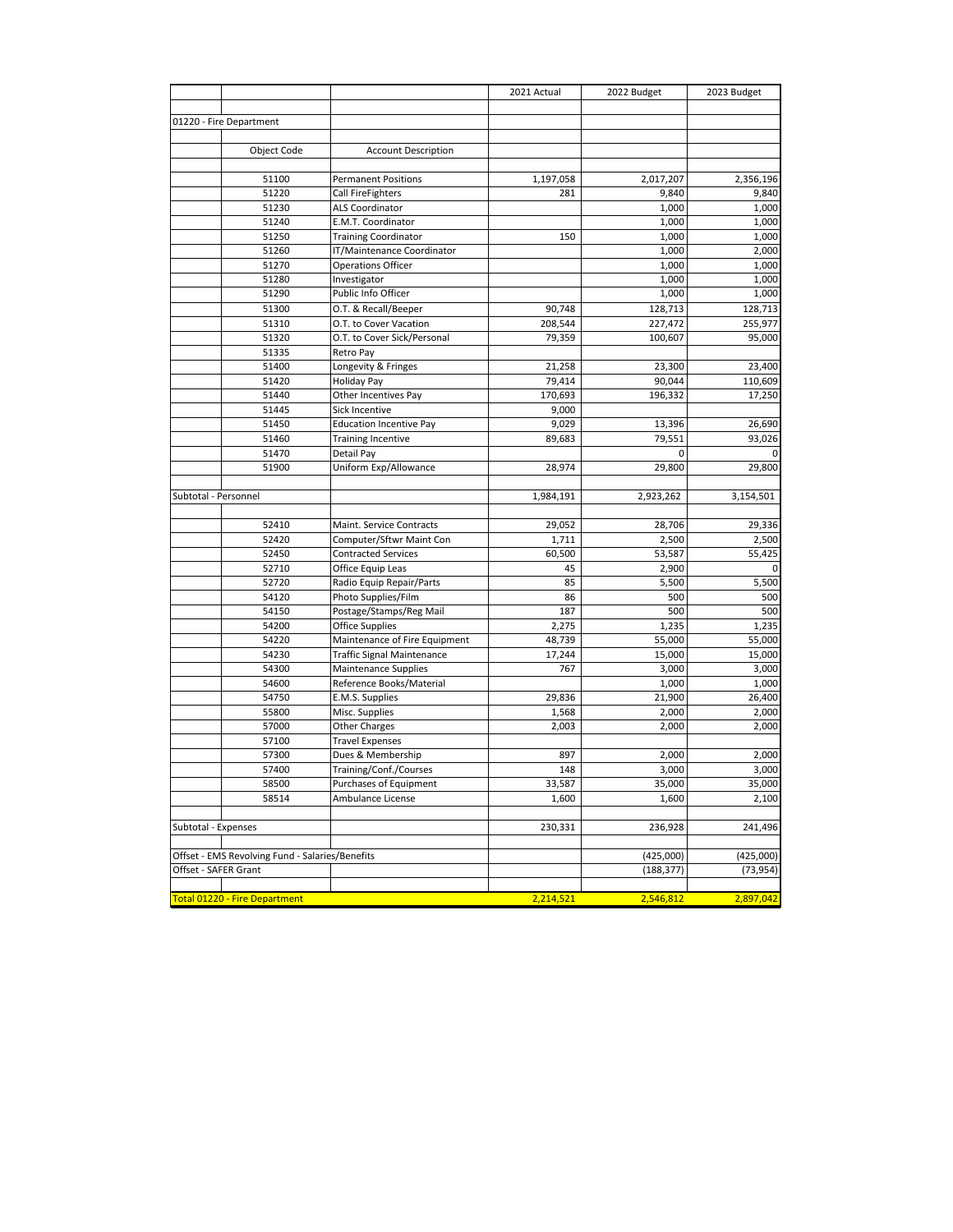| | | | 2021 Actual | 2022 Budget | 2023 Budget |
|---|---|---|---|---|---|
| 01220 - Fire Department | | | | | |
| | Object Code | Account Description | | | |
| | 51100 | Permanent Positions | 1,197,058 | 2,017,207 | 2,356,196 |
| | 51220 | Call FireFighters | 281 | 9,840 | 9,840 |
| | 51230 | ALS Coordinator | | 1,000 | 1,000 |
| | 51240 | E.M.T. Coordinator | | 1,000 | 1,000 |
| | 51250 | Training Coordinator | 150 | 1,000 | 1,000 |
| | 51260 | IT/Maintenance Coordinator | | 1,000 | 2,000 |
| | 51270 | Operations Officer | | 1,000 | 1,000 |
| | 51280 | Investigator | | 1,000 | 1,000 |
| | 51290 | Public Info Officer | | 1,000 | 1,000 |
| | 51300 | O.T. & Recall/Beeper | 90,748 | 128,713 | 128,713 |
| | 51310 | O.T. to Cover Vacation | 208,544 | 227,472 | 255,977 |
| | 51320 | O.T. to Cover Sick/Personal | 79,359 | 100,607 | 95,000 |
| | 51335 | Retro Pay | | | |
| | 51400 | Longevity & Fringes | 21,258 | 23,300 | 23,400 |
| | 51420 | Holiday Pay | 79,414 | 90,044 | 110,609 |
| | 51440 | Other Incentives Pay | 170,693 | 196,332 | 17,250 |
| | 51445 | Sick Incentive | 9,000 | | |
| | 51450 | Education Incentive Pay | 9,029 | 13,396 | 26,690 |
| | 51460 | Training Incentive | 89,683 | 79,551 | 93,026 |
| | 51470 | Detail Pay | | 0 | 0 |
| | 51900 | Uniform Exp/Allowance | 28,974 | 29,800 | 29,800 |
| Subtotal - Personnel | | | 1,984,191 | 2,923,262 | 3,154,501 |
| | 52410 | Maint. Service Contracts | 29,052 | 28,706 | 29,336 |
| | 52420 | Computer/Sftwr Maint Con | 1,711 | 2,500 | 2,500 |
| | 52450 | Contracted Services | 60,500 | 53,587 | 55,425 |
| | 52710 | Office Equip Leas | 45 | 2,900 | 0 |
| | 52720 | Radio Equip Repair/Parts | 85 | 5,500 | 5,500 |
| | 54120 | Photo Supplies/Film | 86 | 500 | 500 |
| | 54150 | Postage/Stamps/Reg Mail | 187 | 500 | 500 |
| | 54200 | Office Supplies | 2,275 | 1,235 | 1,235 |
| | 54220 | Maintenance of Fire Equipment | 48,739 | 55,000 | 55,000 |
| | 54230 | Traffic Signal Maintenance | 17,244 | 15,000 | 15,000 |
| | 54300 | Maintenance Supplies | 767 | 3,000 | 3,000 |
| | 54600 | Reference Books/Material | | 1,000 | 1,000 |
| | 54750 | E.M.S. Supplies | 29,836 | 21,900 | 26,400 |
| | 55800 | Misc. Supplies | 1,568 | 2,000 | 2,000 |
| | 57000 | Other Charges | 2,003 | 2,000 | 2,000 |
| | 57100 | Travel Expenses | | | |
| | 57300 | Dues & Membership | 897 | 2,000 | 2,000 |
| | 57400 | Training/Conf./Courses | 148 | 3,000 | 3,000 |
| | 58500 | Purchases of Equipment | 33,587 | 35,000 | 35,000 |
| | 58514 | Ambulance License | 1,600 | 1,600 | 2,100 |
| Subtotal - Expenses | | | 230,331 | 236,928 | 241,496 |
| Offset - EMS Revolving Fund - Salaries/Benefits | | | | (425,000) | (425,000) |
| Offset - SAFER Grant | | | | (188,377) | (73,954) |
| Total 01220 - Fire Department | | | 2,214,521 | 2,546,812 | 2,897,042 |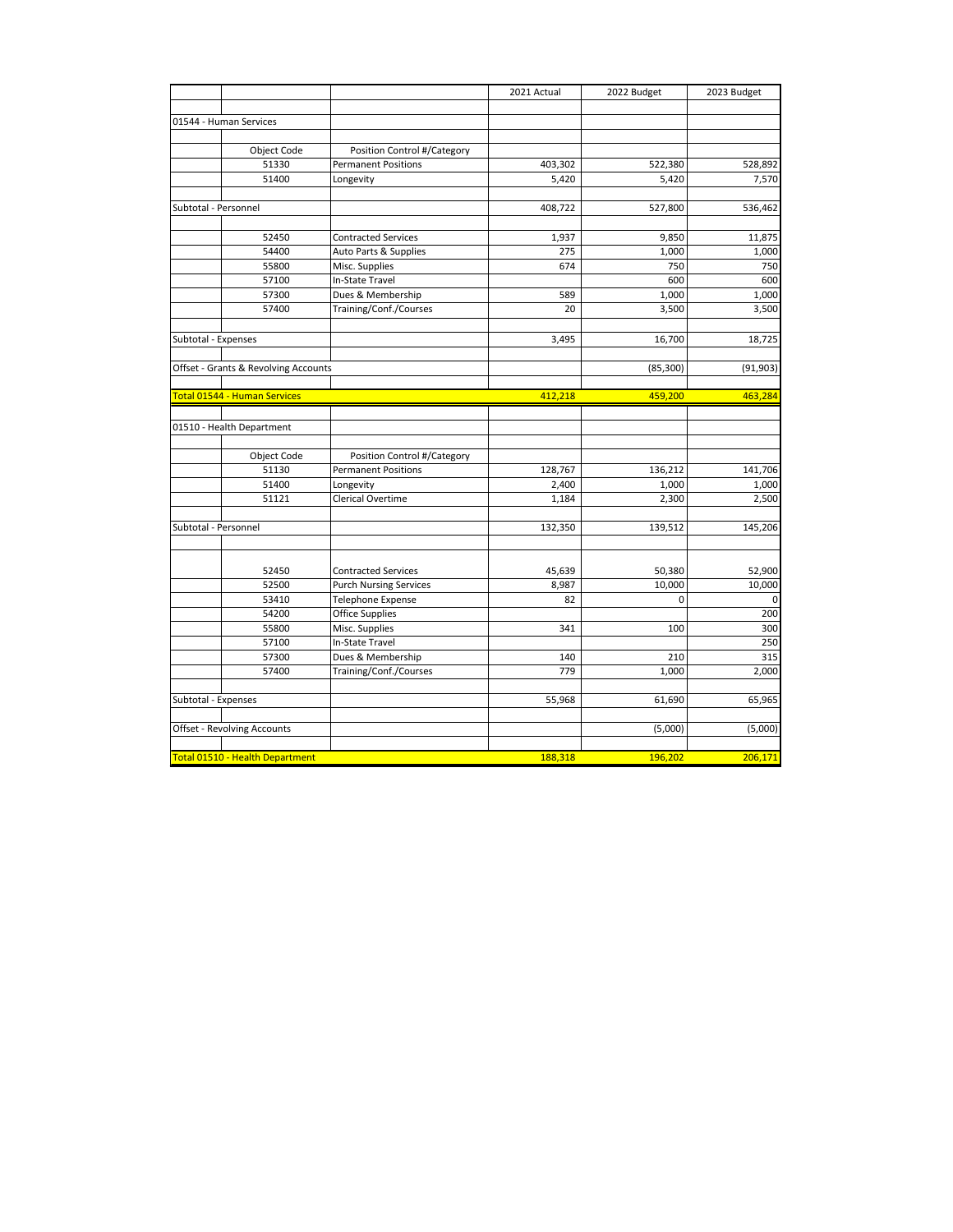| | | | 2021 Actual | 2022 Budget | 2023 Budget |
|---|---|---|---|---|---|
| 01544 - Human Services | | | | | |
| | Object Code | Position Control #/Category | | | |
| | 51330 | Permanent Positions | 403,302 | 522,380 | 528,892 |
| | 51400 | Longevity | 5,420 | 5,420 | 7,570 |
| Subtotal - Personnel | | | 408,722 | 527,800 | 536,462 |
| | 52450 | Contracted Services | 1,937 | 9,850 | 11,875 |
| | 54400 | Auto Parts & Supplies | 275 | 1,000 | 1,000 |
| | 55800 | Misc. Supplies | 674 | 750 | 750 |
| | 57100 | In-State Travel | | 600 | 600 |
| | 57300 | Dues & Membership | 589 | 1,000 | 1,000 |
| | 57400 | Training/Conf./Courses | 20 | 3,500 | 3,500 |
| Subtotal - Expenses | | | 3,495 | 16,700 | 18,725 |
| Offset - Grants & Revolving Accounts | | | | (85,300) | (91,903) |
| Total 01544 - Human Services | | | 412,218 | 459,200 | 463,284 |
| 01510 - Health Department | | | | | |
| | Object Code | Position Control #/Category | | | |
| | 51130 | Permanent Positions | 128,767 | 136,212 | 141,706 |
| | 51400 | Longevity | 2,400 | 1,000 | 1,000 |
| | 51121 | Clerical Overtime | 1,184 | 2,300 | 2,500 |
| Subtotal - Personnel | | | 132,350 | 139,512 | 145,206 |
| | 52450 | Contracted Services | 45,639 | 50,380 | 52,900 |
| | 52500 | Purch Nursing Services | 8,987 | 10,000 | 10,000 |
| | 53410 | Telephone Expense | 82 | 0 | 0 |
| | 54200 | Office Supplies | | | 200 |
| | 55800 | Misc. Supplies | 341 | 100 | 300 |
| | 57100 | In-State Travel | | | 250 |
| | 57300 | Dues & Membership | 140 | 210 | 315 |
| | 57400 | Training/Conf./Courses | 779 | 1,000 | 2,000 |
| Subtotal - Expenses | | | 55,968 | 61,690 | 65,965 |
| Offset - Revolving Accounts | | | | (5,000) | (5,000) |
| Total 01510 - Health Department | | | 188,318 | 196,202 | 206,171 |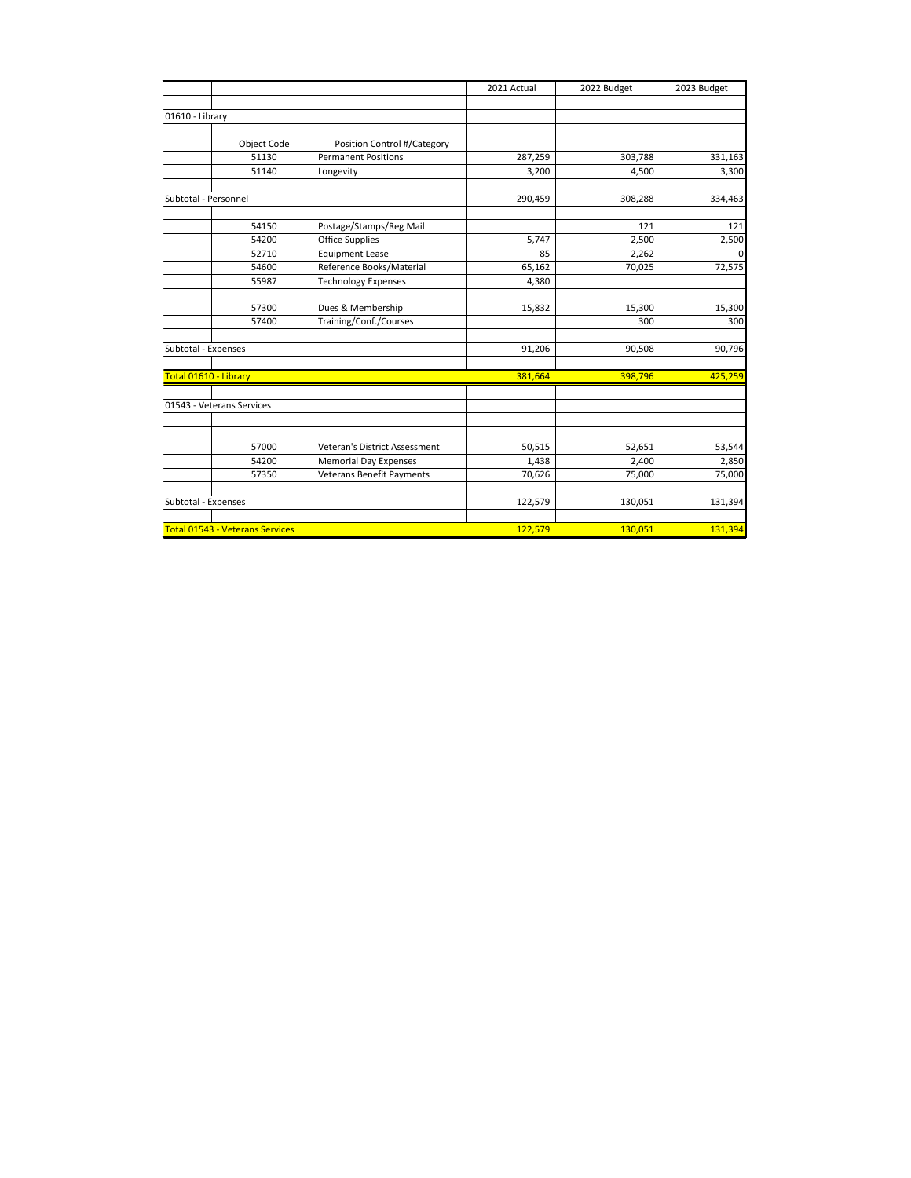| | | | 2021 Actual | 2022 Budget | 2023 Budget |
|---|---|---|---|---|---|
| 01610 - Library | | | | | |
| | Object Code | Position Control #/Category | | | |
| | 51130 | Permanent Positions | 287,259 | 303,788 | 331,163 |
| | 51140 | Longevity | 3,200 | 4,500 | 3,300 |
| Subtotal - Personnel | | | 290,459 | 308,288 | 334,463 |
| | 54150 | Postage/Stamps/Reg Mail | | 121 | 121 |
| | 54200 | Office Supplies | 5,747 | 2,500 | 2,500 |
| | 52710 | Equipment Lease | 85 | 2,262 | 0 |
| | 54600 | Reference Books/Material | 65,162 | 70,025 | 72,575 |
| | 55987 | Technology Expenses | 4,380 | | |
| | 57300 | Dues & Membership | 15,832 | 15,300 | 15,300 |
| | 57400 | Training/Conf./Courses | | 300 | 300 |
| Subtotal - Expenses | | | 91,206 | 90,508 | 90,796 |
| Total 01610 - Library | | | 381,664 | 398,796 | 425,259 |
| 01543 - Veterans Services | | | | | |
| | 57000 | Veteran's District Assessment | 50,515 | 52,651 | 53,544 |
| | 54200 | Memorial Day Expenses | 1,438 | 2,400 | 2,850 |
| | 57350 | Veterans Benefit Payments | 70,626 | 75,000 | 75,000 |
| Subtotal - Expenses | | | 122,579 | 130,051 | 131,394 |
| Total 01543 - Veterans Services | | | 122,579 | 130,051 | 131,394 |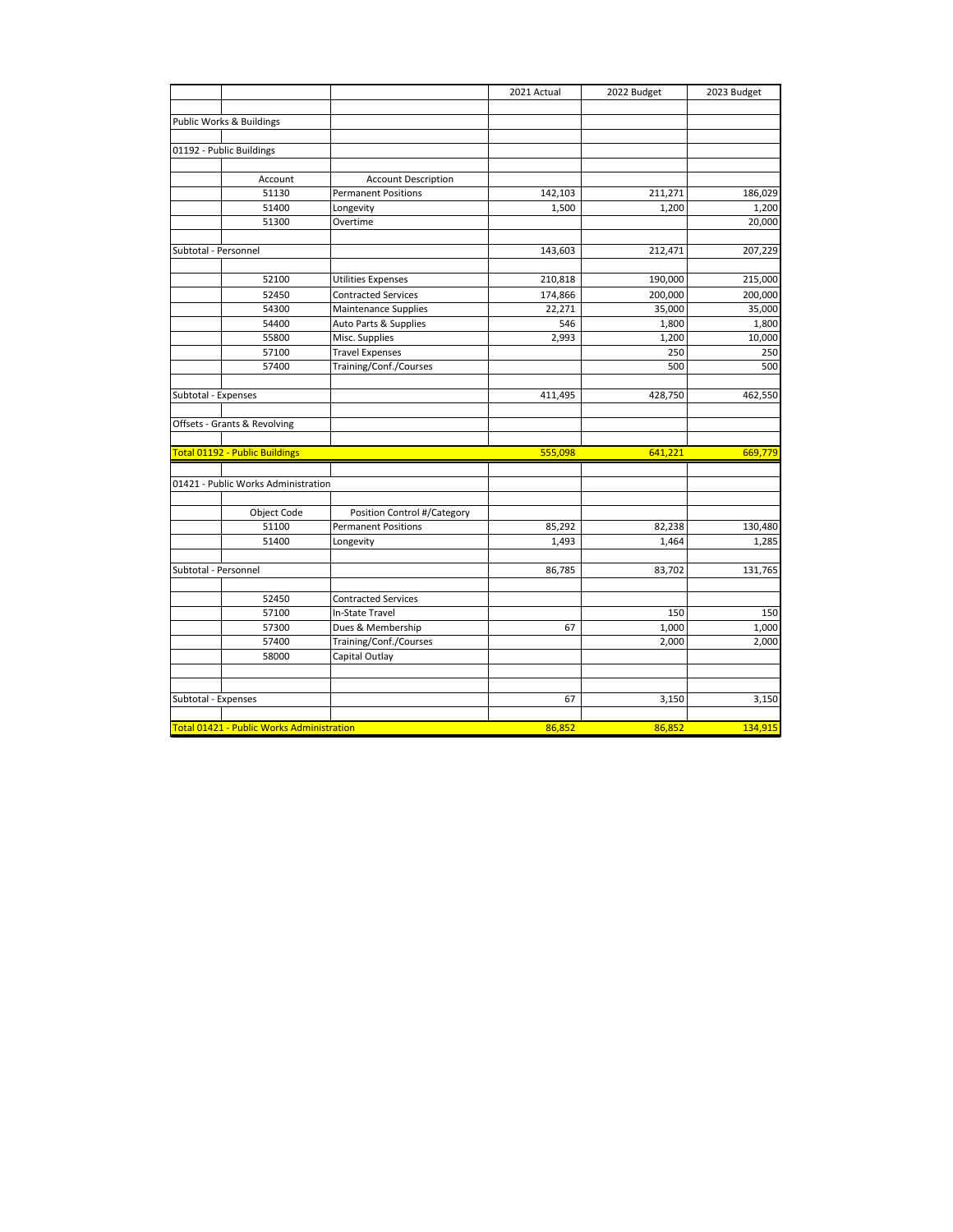| | | | 2021 Actual | 2022 Budget | 2023 Budget |
|---|---|---|---|---|---|
| Public Works & Buildings | | | | | |
| 01192 - Public Buildings | | | | | |
| | Account | Account Description | | | |
| | 51130 | Permanent Positions | 142,103 | 211,271 | 186,029 |
| | 51400 | Longevity | 1,500 | 1,200 | 1,200 |
| | 51300 | Overtime | | | 20,000 |
| Subtotal - Personnel | | | 143,603 | 212,471 | 207,229 |
| | 52100 | Utilities Expenses | 210,818 | 190,000 | 215,000 |
| | 52450 | Contracted Services | 174,866 | 200,000 | 200,000 |
| | 54300 | Maintenance Supplies | 22,271 | 35,000 | 35,000 |
| | 54400 | Auto Parts & Supplies | 546 | 1,800 | 1,800 |
| | 55800 | Misc. Supplies | 2,993 | 1,200 | 10,000 |
| | 57100 | Travel Expenses | | 250 | 250 |
| | 57400 | Training/Conf./Courses | | 500 | 500 |
| Subtotal - Expenses | | | 411,495 | 428,750 | 462,550 |
| Offsets - Grants & Revolving | | | | | |
| Total 01192 - Public Buildings | | | 555,098 | 641,221 | 669,779 |
| 01421 - Public Works Administration | | | | | |
| | Object Code | Position Control #/Category | | | |
| | 51100 | Permanent Positions | 85,292 | 82,238 | 130,480 |
| | 51400 | Longevity | 1,493 | 1,464 | 1,285 |
| Subtotal - Personnel | | | 86,785 | 83,702 | 131,765 |
| | 52450 | Contracted Services | | | |
| | 57100 | In-State Travel | | 150 | 150 |
| | 57300 | Dues & Membership | 67 | 1,000 | 1,000 |
| | 57400 | Training/Conf./Courses | | 2,000 | 2,000 |
| | 58000 | Capital Outlay | | | |
| Subtotal - Expenses | | | 67 | 3,150 | 3,150 |
| Total 01421 - Public Works Administration | | | 86,852 | 86,852 | 134,915 |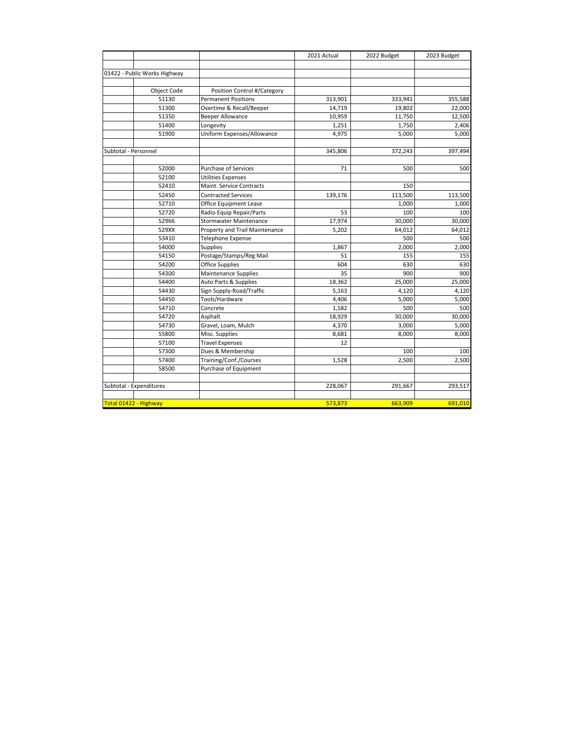| | | | 2021 Actual | 2022 Budget | 2023 Budget |
|---|---|---|---|---|---|
| 01422 - Public Works Highway | | | | | |
| | Object Code | Position Control #/Category | | | |
| | 51130 | Permanent Positions | 313,901 | 333,941 | 355,588 |
| | 51300 | Overtime & Recall/Beeper | 14,719 | 19,802 | 22,000 |
| | 51350 | Beeper Allowance | 10,959 | 11,750 | 12,500 |
| | 51400 | Longevity | 1,251 | 1,750 | 2,406 |
| | 51900 | Uniform Expenses/Allowance | 4,975 | 5,000 | 5,000 |
| Subtotal - Personnel | | | 345,806 | 372,243 | 397,494 |
| | 52000 | Purchase of Services | 71 | 500 | 500 |
| | 52100 | Utilities Expenses | | | |
| | 52410 | Maint. Service Contracts | | 150 | |
| | 52450 | Contracted Services | 139,176 | 113,500 | 113,500 |
| | 52710 | Office Equipment Lease | | 1,000 | 1,000 |
| | 52720 | Radio Equip Repair/Parts | 53 | 100 | 100 |
| | 52966 | Stormwater Maintenance | 17,974 | 30,000 | 30,000 |
| | 529XX | Property and Trail Maintenance | 5,202 | 64,012 | 64,012 |
| | 53410 | Telephone Expense | | 500 | 500 |
| | 54000 | Supplies | 1,867 | 2,000 | 2,000 |
| | 54150 | Postage/Stamps/Reg Mail | 51 | 155 | 155 |
| | 54200 | Office Supplies | 604 | 630 | 630 |
| | 54300 | Maintenance Supplies | 35 | 900 | 900 |
| | 54400 | Auto Parts & Supplies | 18,362 | 25,000 | 25,000 |
| | 54430 | Sign Supply-Road/Traffic | 5,163 | 4,120 | 4,120 |
| | 54450 | Tools/Hardware | 4,406 | 5,000 | 5,000 |
| | 54710 | Concrete | 1,582 | 500 | 500 |
| | 54720 | Asphalt | 18,929 | 30,000 | 30,000 |
| | 54730 | Gravel, Loam, Mulch | 4,370 | 3,000 | 5,000 |
| | 55800 | Misc. Supplies | 8,681 | 8,000 | 8,000 |
| | 57100 | Travel Expenses | 12 | | |
| | 57300 | Dues & Membership | | 100 | 100 |
| | 57400 | Training/Conf./Courses | 1,528 | 2,500 | 2,500 |
| | 58500 | Purchase of Equipment | | | |
| Subtotal - Expenditures | | | 228,067 | 291,667 | 293,517 |
| Total 01422 - Highway | | | 573,873 | 663,909 | 691,010 |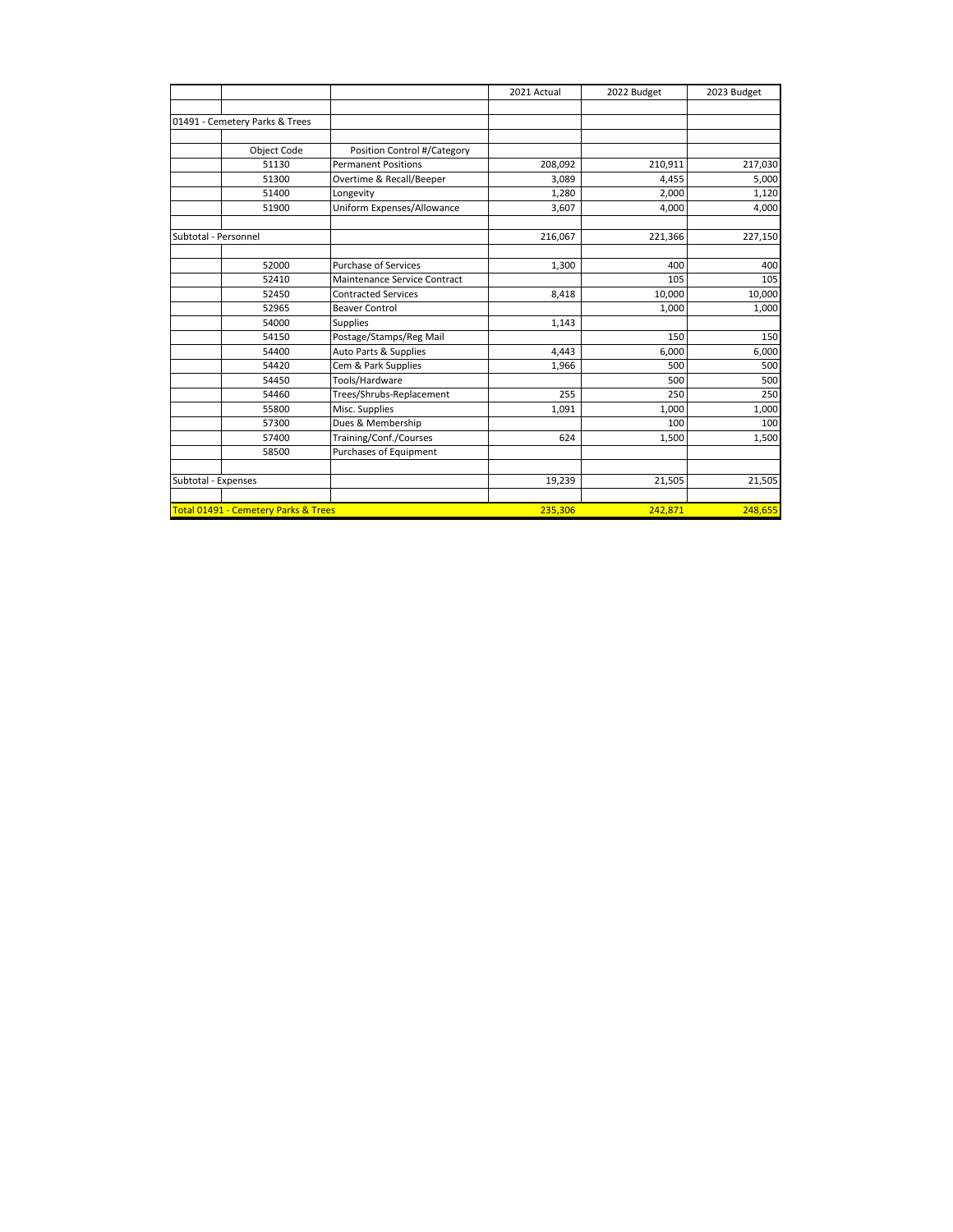| | | | 2021 Actual | 2022 Budget | 2023 Budget |
|---|---|---|---|---|---|
| | | | | | |
| 01491 - Cemetery Parks & Trees | | | | | |
| | | | | | |
| | Object Code | Position Control #/Category | | | |
| | 51130 | Permanent Positions | 208,092 | 210,911 | 217,030 |
| | 51300 | Overtime & Recall/Beeper | 3,089 | 4,455 | 5,000 |
| | 51400 | Longevity | 1,280 | 2,000 | 1,120 |
| | 51900 | Uniform Expenses/Allowance | 3,607 | 4,000 | 4,000 |
| | | | | | |
| Subtotal - Personnel | | | 216,067 | 221,366 | 227,150 |
| | | | | | |
| | 52000 | Purchase of Services | 1,300 | 400 | 400 |
| | 52410 | Maintenance Service Contract | | 105 | 105 |
| | 52450 | Contracted Services | 8,418 | 10,000 | 10,000 |
| | 52965 | Beaver Control | | 1,000 | 1,000 |
| | 54000 | Supplies | 1,143 | | |
| | 54150 | Postage/Stamps/Reg Mail | | 150 | 150 |
| | 54400 | Auto Parts & Supplies | 4,443 | 6,000 | 6,000 |
| | 54420 | Cem & Park Supplies | 1,966 | 500 | 500 |
| | 54450 | Tools/Hardware | | 500 | 500 |
| | 54460 | Trees/Shrubs-Replacement | 255 | 250 | 250 |
| | 55800 | Misc. Supplies | 1,091 | 1,000 | 1,000 |
| | 57300 | Dues & Membership | | 100 | 100 |
| | 57400 | Training/Conf./Courses | 624 | 1,500 | 1,500 |
| | 58500 | Purchases of Equipment | | | |
| | | | | | |
| Subtotal - Expenses | | | 19,239 | 21,505 | 21,505 |
| | | | | | |
| Total 01491 - Cemetery Parks & Trees | | | 235,306 | 242,871 | 248,655 |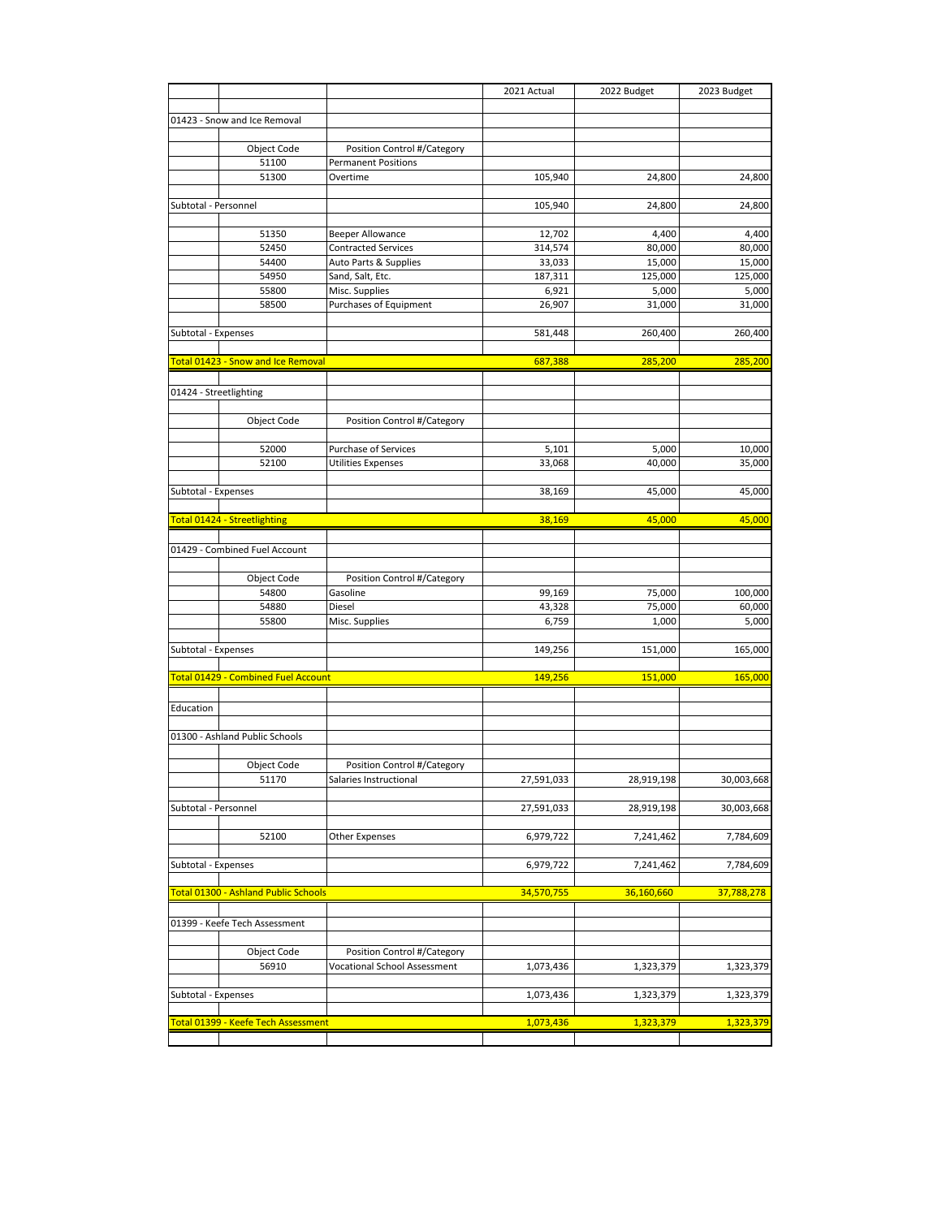| | | | 2021 Actual | 2022 Budget | 2023 Budget |
|---|---|---|---|---|---|
| 01423 - Snow and Ice Removal | | | | | |
| | Object Code | Position Control #/Category | | | |
| | 51100 | Permanent Positions | | | |
| | 51300 | Overtime | 105,940 | 24,800 | 24,800 |
| Subtotal - Personnel | | | 105,940 | 24,800 | 24,800 |
| | 51350 | Beeper Allowance | 12,702 | 4,400 | 4,400 |
| | 52450 | Contracted Services | 314,574 | 80,000 | 80,000 |
| | 54400 | Auto Parts & Supplies | 33,033 | 15,000 | 15,000 |
| | 54950 | Sand, Salt, Etc. | 187,311 | 125,000 | 125,000 |
| | 55800 | Misc. Supplies | 6,921 | 5,000 | 5,000 |
| | 58500 | Purchases of Equipment | 26,907 | 31,000 | 31,000 |
| Subtotal - Expenses | | | 581,448 | 260,400 | 260,400 |
| Total 01423 - Snow and Ice Removal | | | 687,388 | 285,200 | 285,200 |
| 01424 - Streetlighting | | | | | |
| | Object Code | Position Control #/Category | | | |
| | 52000 | Purchase of Services | 5,101 | 5,000 | 10,000 |
| | 52100 | Utilities Expenses | 33,068 | 40,000 | 35,000 |
| Subtotal - Expenses | | | 38,169 | 45,000 | 45,000 |
| Total 01424 - Streetlighting | | | 38,169 | 45,000 | 45,000 |
| 01429 - Combined Fuel Account | | | | | |
| | Object Code | Position Control #/Category | | | |
| | 54800 | Gasoline | 99,169 | 75,000 | 100,000 |
| | 54880 | Diesel | 43,328 | 75,000 | 60,000 |
| | 55800 | Misc. Supplies | 6,759 | 1,000 | 5,000 |
| Subtotal - Expenses | | | 149,256 | 151,000 | 165,000 |
| Total 01429 - Combined Fuel Account | | | 149,256 | 151,000 | 165,000 |
| Education | | | | | |
| 01300 - Ashland Public Schools | | | | | |
| | Object Code | Position Control #/Category | | | |
| | 51170 | Salaries Instructional | 27,591,033 | 28,919,198 | 30,003,668 |
| Subtotal - Personnel | | | 27,591,033 | 28,919,198 | 30,003,668 |
| | 52100 | Other Expenses | 6,979,722 | 7,241,462 | 7,784,609 |
| Subtotal - Expenses | | | 6,979,722 | 7,241,462 | 7,784,609 |
| Total 01300 - Ashland Public Schools | | | 34,570,755 | 36,160,660 | 37,788,278 |
| 01399 - Keefe Tech Assessment | | | | | |
| | Object Code | Position Control #/Category | | | |
| | 56910 | Vocational School Assessment | 1,073,436 | 1,323,379 | 1,323,379 |
| Subtotal - Expenses | | | 1,073,436 | 1,323,379 | 1,323,379 |
| Total 01399 - Keefe Tech Assessment | | | 1,073,436 | 1,323,379 | 1,323,379 |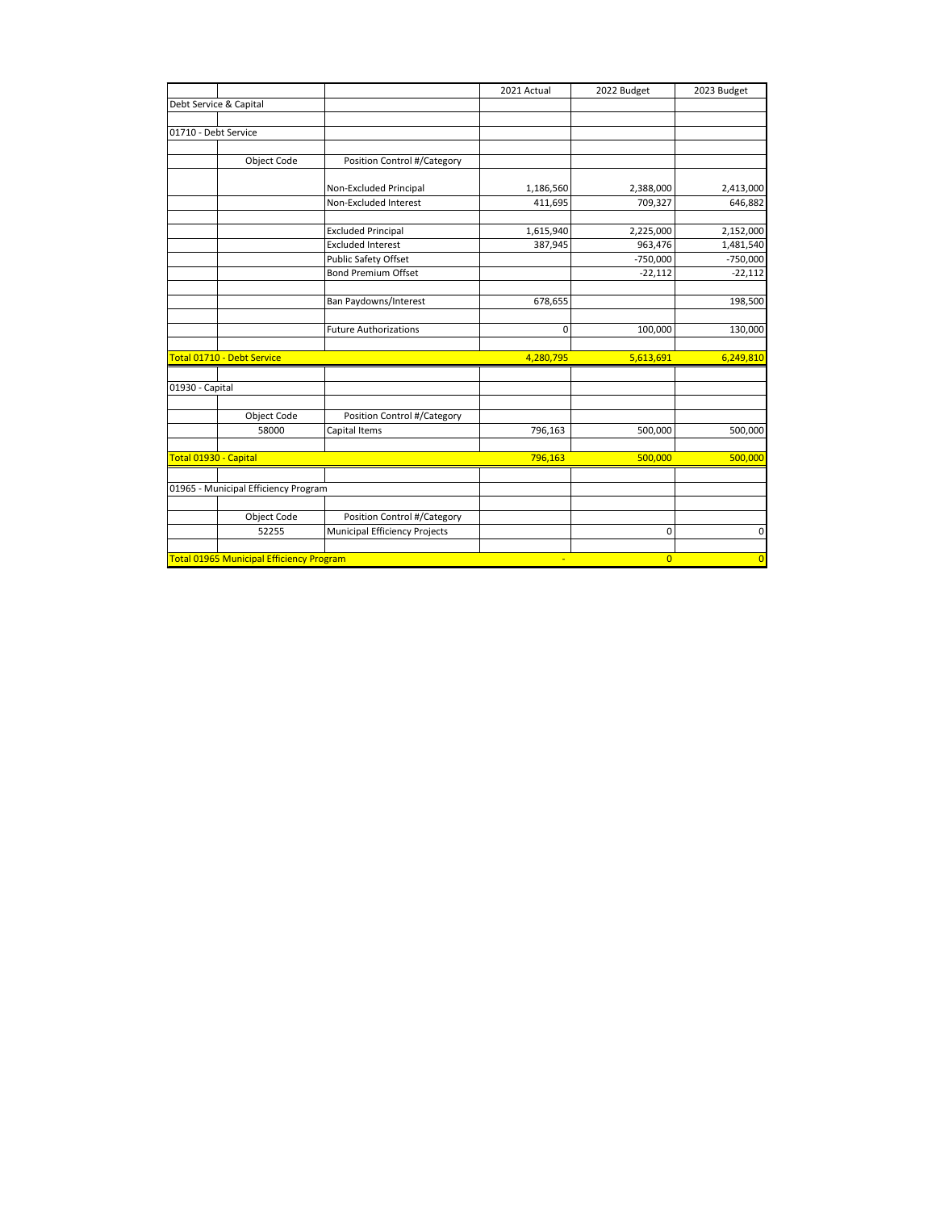| | | | 2021 Actual | 2022 Budget | 2023 Budget |
|---|---|---|---|---|---|
| Debt Service & Capital | | | | | |
| | | | | | |
| 01710 - Debt Service | | | | | |
| | | | | | |
| | Object Code | Position Control #/Category | | | |
| | | Non-Excluded Principal | 1,186,560 | 2,388,000 | 2,413,000 |
| | | Non-Excluded Interest | 411,695 | 709,327 | 646,882 |
| | | | | | |
| | | Excluded Principal | 1,615,940 | 2,225,000 | 2,152,000 |
| | | Excluded Interest | 387,945 | 963,476 | 1,481,540 |
| | | Public Safety Offset | | -750,000 | -750,000 |
| | | Bond Premium Offset | | -22,112 | -22,112 |
| | | | | | |
| | | Ban Paydowns/Interest | 678,655 | | 198,500 |
| | | | | | |
| | | Future Authorizations | 0 | 100,000 | 130,000 |
| | | | | | |
| Total 01710 - Debt Service | | | 4,280,795 | 5,613,691 | 6,249,810 |
| | | | | | |
| 01930 - Capital | | | | | |
| | | | | | |
| | Object Code | Position Control #/Category | | | |
| | 58000 | Capital Items | 796,163 | 500,000 | 500,000 |
| | | | | | |
| Total 01930 - Capital | | | 796,163 | 500,000 | 500,000 |
| | | | | | |
| 01965 - Municipal Efficiency Program | | | | | |
| | | | | | |
| | Object Code | Position Control #/Category | | | |
| | 52255 | Municipal Efficiency Projects | | 0 | 0 |
| | | | | | |
| Total 01965 Municipal Efficiency Program | | | - | 0 | 0 |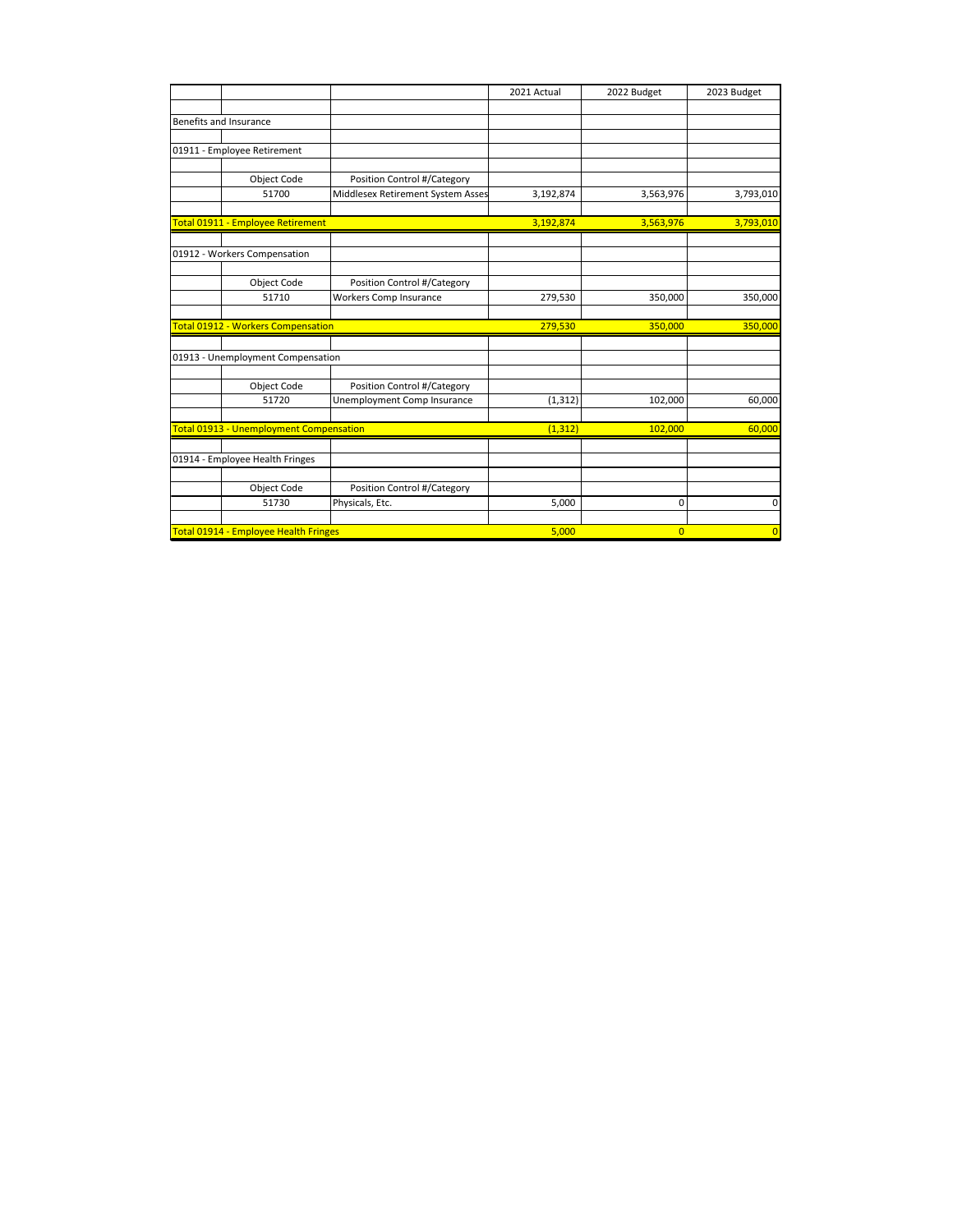| | | | 2021 Actual | 2022 Budget | 2023 Budget |
|---|---|---|---|---|---|
| Benefits and Insurance | | | | | |
| 01911 - Employee Retirement | | | | | |
| | Object Code | Position Control #/Category | | | |
| | 51700 | Middlesex Retirement System Asses | 3,192,874 | 3,563,976 | 3,793,010 |
| Total 01911 - Employee Retirement | | | 3,192,874 | 3,563,976 | 3,793,010 |
| 01912 - Workers Compensation | | | | | |
| | Object Code | Position Control #/Category | | | |
| | 51710 | Workers Comp Insurance | 279,530 | 350,000 | 350,000 |
| Total 01912 - Workers Compensation | | | 279,530 | 350,000 | 350,000 |
| 01913 - Unemployment Compensation | | | | | |
| | Object Code | Position Control #/Category | | | |
| | 51720 | Unemployment Comp Insurance | (1,312) | 102,000 | 60,000 |
| Total 01913 - Unemployment Compensation | | | (1,312) | 102,000 | 60,000 |
| 01914 - Employee Health Fringes | | | | | |
| | Object Code | Position Control #/Category | | | |
| | 51730 | Physicals, Etc. | 5,000 | 0 | 0 |
| Total 01914 - Employee Health Fringes | | | 5,000 | 0 | 0 |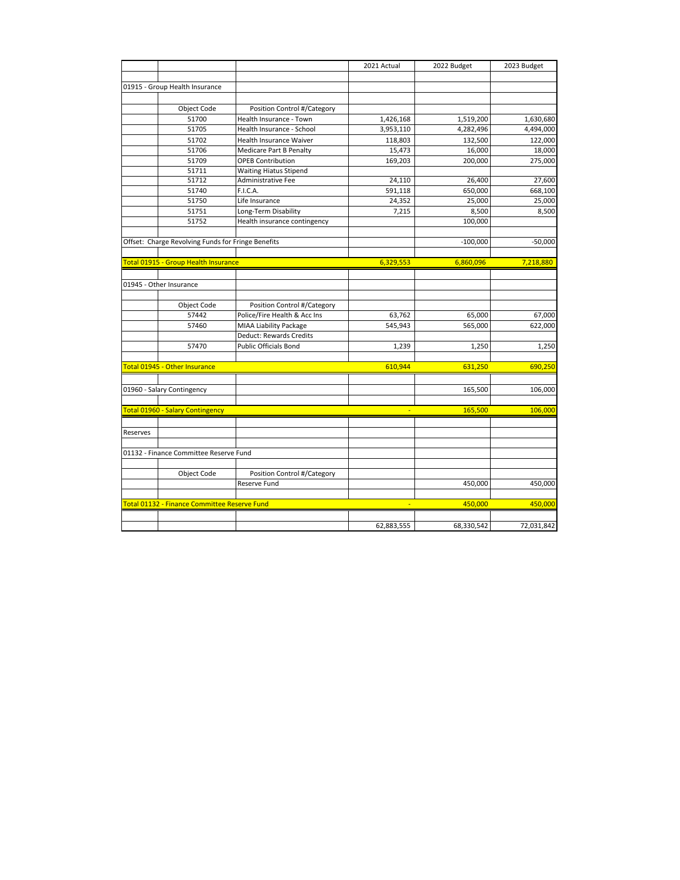| | | | 2021 Actual | 2022 Budget | 2023 Budget |
|---|---|---|---|---|---|
| | | | | | |
| 01915 - Group Health Insurance | | | | | |
| | | | | | |
| | Object Code | Position Control #/Category | | | |
| | 51700 | Health Insurance - Town | 1,426,168 | 1,519,200 | 1,630,680 |
| | 51705 | Health Insurance - School | 3,953,110 | 4,282,496 | 4,494,000 |
| | 51702 | Health Insurance Waiver | 118,803 | 132,500 | 122,000 |
| | 51706 | Medicare Part B Penalty | 15,473 | 16,000 | 18,000 |
| | 51709 | OPEB Contribution | 169,203 | 200,000 | 275,000 |
| | 51711 | Waiting Hiatus Stipend | | | |
| | 51712 | Administrative Fee | 24,110 | 26,400 | 27,600 |
| | 51740 | F.I.C.A. | 591,118 | 650,000 | 668,100 |
| | 51750 | Life Insurance | 24,352 | 25,000 | 25,000 |
| | 51751 | Long-Term Disability | 7,215 | 8,500 | 8,500 |
| | 51752 | Health insurance contingency | | 100,000 | |
| | | | | | |
| Offset: Charge Revolving Funds for Fringe Benefits | | | | -100,000 | -50,000 |
| | | | | | |
| Total 01915 - Group Health Insurance | | | 6,329,553 | 6,860,096 | 7,218,880 |
| | | | | | |
| 01945 - Other Insurance | | | | | |
| | | | | | |
| | Object Code | Position Control #/Category | | | |
| | 57442 | Police/Fire Health & Acc Ins | 63,762 | 65,000 | 67,000 |
| | 57460 | MIAA Liability Package | 545,943 | 565,000 | 622,000 |
| | | Deduct: Rewards Credits | | | |
| | 57470 | Public Officials Bond | 1,239 | 1,250 | 1,250 |
| | | | | | |
| Total 01945 - Other Insurance | | | 610,944 | 631,250 | 690,250 |
| | | | | | |
| 01960 - Salary Contingency | | | | 165,500 | 106,000 |
| | | | | | |
| Total 01960 - Salary Contingency | | | - | 165,500 | 106,000 |
| | | | | | |
| Reserves | | | | | |
| | | | | | |
| 01132 - Finance Committee Reserve Fund | | | | | |
| | | | | | |
| | Object Code | Position Control #/Category | | | |
| | | Reserve Fund | | 450,000 | 450,000 |
| | | | | | |
| Total 01132 - Finance Committee Reserve Fund | | | - | 450,000 | 450,000 |
| | | | | | |
| | | | 62,883,555 | 68,330,542 | 72,031,842 |